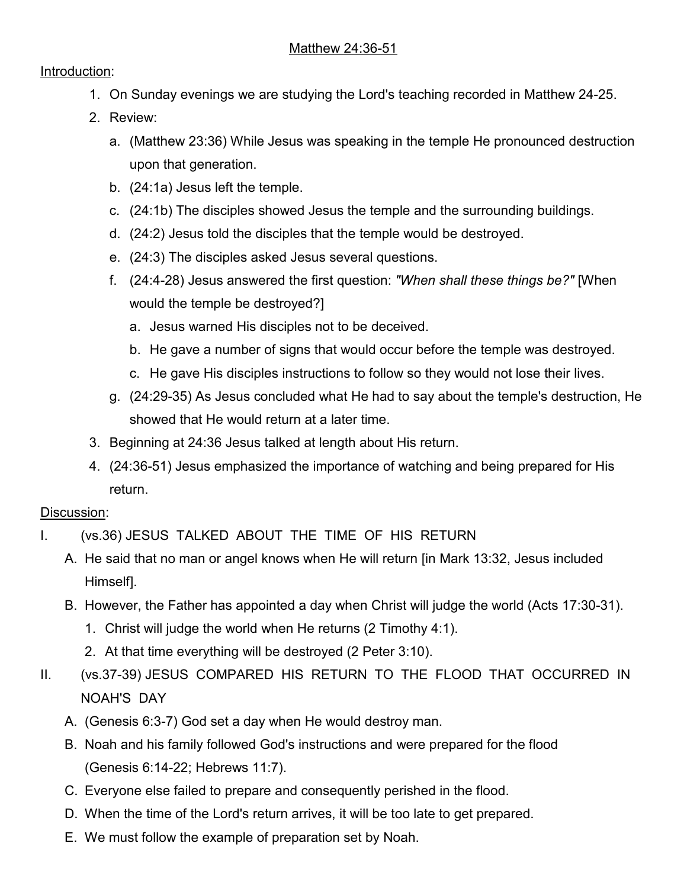# Matthew 24:36-51

Introduction:

1. On Sunday evenings we are studying the Lord's teaching recorded in Matthew 24-25.
2. Review:
   a. (Matthew 23:36) While Jesus was speaking in the temple He pronounced destruction upon that generation.
   b. (24:1a) Jesus left the temple.
   c. (24:1b) The disciples showed Jesus the temple and the surrounding buildings.
   d. (24:2) Jesus told the disciples that the temple would be destroyed.
   e. (24:3) The disciples asked Jesus several questions.
   f. (24:4-28) Jesus answered the first question: *"When shall these things be?"* [When would the temple be destroyed?]
      a. Jesus warned His disciples not to be deceived.
      b. He gave a number of signs that would occur before the temple was destroyed.
      c. He gave His disciples instructions to follow so they would not lose their lives.
   g. (24:29-35) As Jesus concluded what He had to say about the temple's destruction, He showed that He would return at a later time.
3. Beginning at 24:36 Jesus talked at length about His return.
4. (24:36-51) Jesus emphasized the importance of watching and being prepared for His return.

Discussion:

I. (vs.36) JESUS TALKED ABOUT THE TIME OF HIS RETURN
   A. He said that no man or angel knows when He will return [in Mark 13:32, Jesus included Himself].
   B. However, the Father has appointed a day when Christ will judge the world (Acts 17:30-31).
      1. Christ will judge the world when He returns (2 Timothy 4:1).
      2. At that time everything will be destroyed (2 Peter 3:10).

II. (vs.37-39) JESUS COMPARED HIS RETURN TO THE FLOOD THAT OCCURRED IN NOAH'S DAY
   A. (Genesis 6:3-7) God set a day when He would destroy man.
   B. Noah and his family followed God's instructions and were prepared for the flood (Genesis 6:14-22; Hebrews 11:7).
   C. Everyone else failed to prepare and consequently perished in the flood.
   D. When the time of the Lord's return arrives, it will be too late to get prepared.
   E. We must follow the example of preparation set by Noah.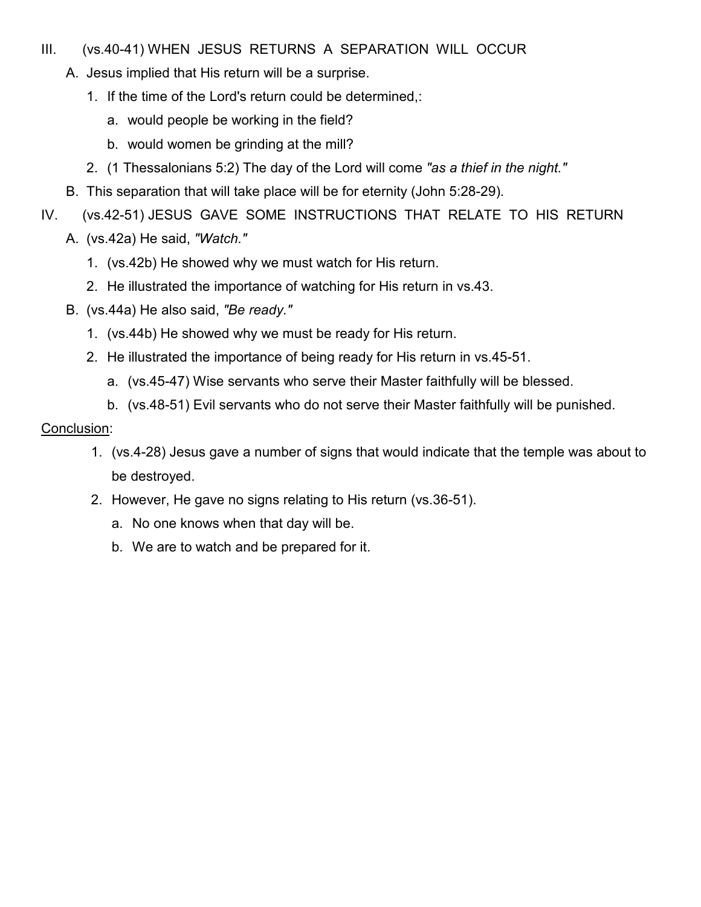III. (vs.40-41) WHEN JESUS RETURNS A SEPARATION WILL OCCUR

A. Jesus implied that His return will be a surprise.

1. If the time of the Lord's return could be determined,:

   a. would people be working in the field?

   b. would women be grinding at the mill?

2. (1 Thessalonians 5:2) The day of the Lord will come *"as a thief in the night."*

B. This separation that will take place will be for eternity (John 5:28-29).

IV. (vs.42-51) JESUS GAVE SOME INSTRUCTIONS THAT RELATE TO HIS RETURN

A. (vs.42a) He said, *"Watch."*

1. (vs.42b) He showed why we must watch for His return.

2. He illustrated the importance of watching for His return in vs.43.

B. (vs.44a) He also said, *"Be ready."*

1. (vs.44b) He showed why we must be ready for His return.

2. He illustrated the importance of being ready for His return in vs.45-51.

   a. (vs.45-47) Wise servants who serve their Master faithfully will be blessed.

   b. (vs.48-51) Evil servants who do not serve their Master faithfully will be punished.

<u>Conclusion</u>:

1. (vs.4-28) Jesus gave a number of signs that would indicate that the temple was about to be destroyed.

2. However, He gave no signs relating to His return (vs.36-51).

   a. No one knows when that day will be.

   b. We are to watch and be prepared for it.